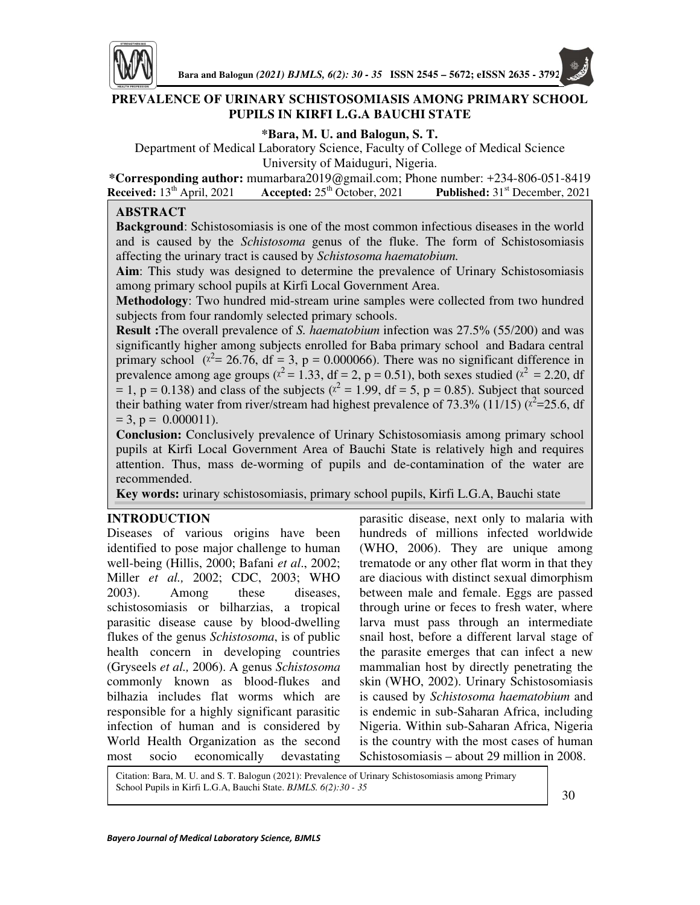# PREVALENCE OF URINARY SCHISTOSOMIASIS AMONG PRIMARY SCHOOL PUPILS IN KIRFI L.G.A BAUCHI STATE

**\*Bara, M. U. and Balogun, S. T.**

Department of Medical Laboratory Science, Faculty of College of Medical Science
University of Maiduguri, Nigeria.

**\*Corresponding author:** mumarbara2019@gmail.com; Phone number: +234-806-051-8419
**Received:** 13th April, 2021 **Accepted:** 25th October, 2021 **Published:** 31st December, 2021

## ABSTRACT

**Background**: Schistosomiasis is one of the most common infectious diseases in the world and is caused by the *Schistosoma* genus of the fluke. The form of Schistosomiasis affecting the urinary tract is caused by *Schistosoma haematobium.*

**Aim**: This study was designed to determine the prevalence of Urinary Schistosomiasis among primary school pupils at Kirfi Local Government Area.

**Methodology**: Two hundred mid-stream urine samples were collected from two hundred subjects from four randomly selected primary schools.

**Result :**The overall prevalence of *S. haematobium* infection was 27.5% (55/200) and was significantly higher among subjects enrolled for Baba primary school and Badara central primary school ($\chi^2$= 26.76, df = 3, p = 0.000066). There was no significant difference in prevalence among age groups ($\chi^2$ = 1.33, df = 2, p = 0.51), both sexes studied ($\chi^2$ = 2.20, df = 1, p = 0.138) and class of the subjects ($\chi^2$ = 1.99, df = 5, p = 0.85). Subject that sourced their bathing water from river/stream had highest prevalence of 73.3% (11/15) ($\chi^2$=25.6, df = 3, p = 0.000011).

**Conclusion:** Conclusively prevalence of Urinary Schistosomiasis among primary school pupils at Kirfi Local Government Area of Bauchi State is relatively high and requires attention. Thus, mass de-worming of pupils and de-contamination of the water are recommended.

**Key words:** urinary schistosomiasis, primary school pupils, Kirfi L.G.A, Bauchi state

## INTRODUCTION

Diseases of various origins have been identified to pose major challenge to human well-being (Hillis, 2000; Bafani *et al*., 2002; Miller *et al.,* 2002; CDC, 2003; WHO 2003). Among these diseases, schistosomiasis or bilharzias, a tropical parasitic disease cause by blood-dwelling flukes of the genus *Schistosoma*, is of public health concern in developing countries (Gryseels *et al.,* 2006). A genus *Schistosoma* commonly known as blood-flukes and bilhazia includes flat worms which are responsible for a highly significant parasitic infection of human and is considered by World Health Organization as the second most socio economically devastating parasitic disease, next only to malaria with hundreds of millions infected worldwide (WHO, 2006). They are unique among trematode or any other flat worm in that they are diacious with distinct sexual dimorphism between male and female. Eggs are passed through urine or feces to fresh water, where larva must pass through an intermediate snail host, before a different larval stage of the parasite emerges that can infect a new mammalian host by directly penetrating the skin (WHO, 2002). Urinary Schistosomiasis is caused by *Schistosoma haematobium* and is endemic in sub-Saharan Africa, including Nigeria. Within sub-Saharan Africa, Nigeria is the country with the most cases of human Schistosomiasis – about 29 million in 2008.

Citation: Bara, M. U. and S. T. Balogun (2021): Prevalence of Urinary Schistosomiasis among Primary School Pupils in Kirfi L.G.A, Bauchi State. *BJMLS. 6(2):30 - 35*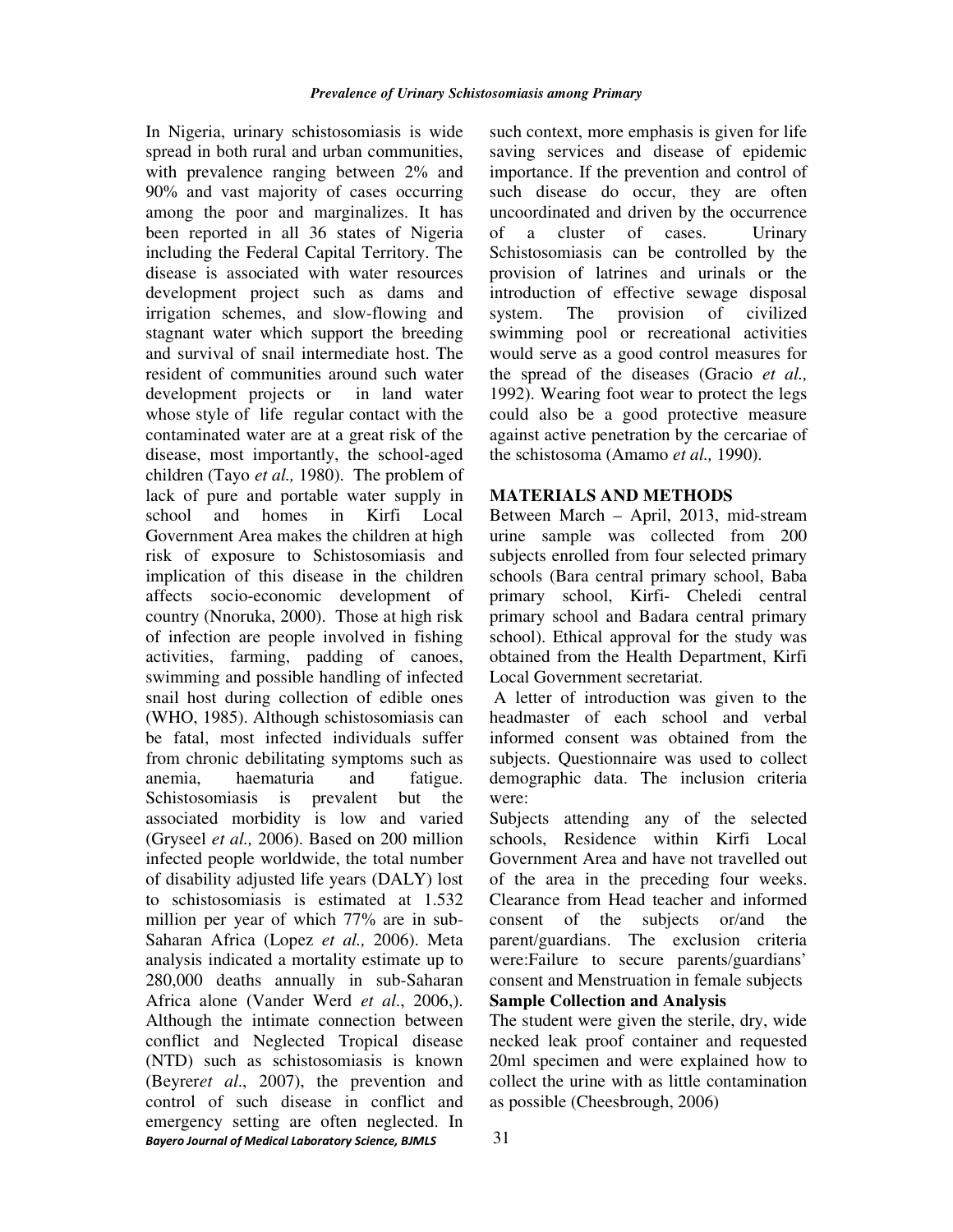In Nigeria, urinary schistosomiasis is wide spread in both rural and urban communities, with prevalence ranging between 2% and 90% and vast majority of cases occurring among the poor and marginalizes. It has been reported in all 36 states of Nigeria including the Federal Capital Territory. The disease is associated with water resources development project such as dams and irrigation schemes, and slow-flowing and stagnant water which support the breeding and survival of snail intermediate host. The resident of communities around such water development projects or in land water whose style of life regular contact with the contaminated water are at a great risk of the disease, most importantly, the school-aged children (Tayo *et al.,* 1980). The problem of lack of pure and portable water supply in school and homes in Kirfi Local Government Area makes the children at high risk of exposure to Schistosomiasis and implication of this disease in the children affects socio-economic development of country (Nnoruka, 2000). Those at high risk of infection are people involved in fishing activities, farming, padding of canoes, swimming and possible handling of infected snail host during collection of edible ones (WHO, 1985). Although schistosomiasis can be fatal, most infected individuals suffer from chronic debilitating symptoms such as anemia, haematuria and fatigue. Schistosomiasis is prevalent but the associated morbidity is low and varied (Gryseel *et al.,* 2006). Based on 200 million infected people worldwide, the total number of disability adjusted life years (DALY) lost to schistosomiasis is estimated at 1.532 million per year of which 77% are in sub-Saharan Africa (Lopez *et al.,* 2006). Meta analysis indicated a mortality estimate up to 280,000 deaths annually in sub-Saharan Africa alone (Vander Werd *et al*., 2006,). Although the intimate connection between conflict and Neglected Tropical disease (NTD) such as schistosomiasis is known (Beyrer*et al*., 2007), the prevention and control of such disease in conflict and emergency setting are often neglected. In such context, more emphasis is given for life saving services and disease of epidemic importance. If the prevention and control of such disease do occur, they are often uncoordinated and driven by the occurrence of a cluster of cases. Urinary Schistosomiasis can be controlled by the provision of latrines and urinals or the introduction of effective sewage disposal system. The provision of civilized swimming pool or recreational activities would serve as a good control measures for the spread of the diseases (Gracio *et al.,* 1992). Wearing foot wear to protect the legs could also be a good protective measure against active penetration by the cercariae of the schistosoma (Amamo *et al.,* 1990).

## MATERIALS AND METHODS

Between March – April, 2013, mid-stream urine sample was collected from 200 subjects enrolled from four selected primary schools (Bara central primary school, Baba primary school, Kirfi- Cheledi central primary school and Badara central primary school). Ethical approval for the study was obtained from the Health Department, Kirfi Local Government secretariat.

A letter of introduction was given to the headmaster of each school and verbal informed consent was obtained from the subjects. Questionnaire was used to collect demographic data. The inclusion criteria were:

Subjects attending any of the selected schools, Residence within Kirfi Local Government Area and have not travelled out of the area in the preceding four weeks. Clearance from Head teacher and informed consent of the subjects or/and the parent/guardians. The exclusion criteria were:Failure to secure parents/guardians' consent and Menstruation in female subjects

### Sample Collection and Analysis

The student were given the sterile, dry, wide necked leak proof container and requested 20ml specimen and were explained how to collect the urine with as little contamination as possible (Cheesbrough, 2006)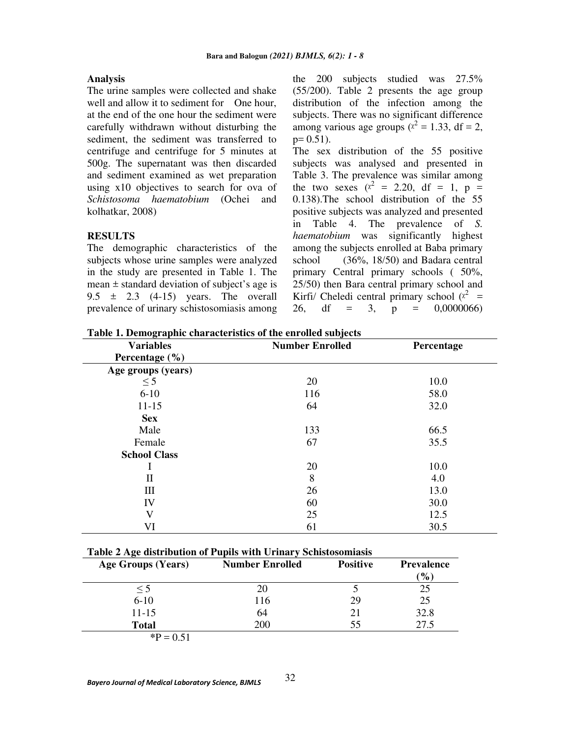**Analysis**

The urine samples were collected and shake well and allow it to sediment for One hour, at the end of the one hour the sediment were carefully withdrawn without disturbing the sediment, the sediment was transferred to centrifuge and centrifuge for 5 minutes at 500g. The supernatant was then discarded and sediment examined as wet preparation using x10 objectives to search for ova of *Schistosoma haematobium* (Ochei and kolhatkar, 2008)

## RESULTS

The demographic characteristics of the subjects whose urine samples were analyzed in the study are presented in Table 1. The mean ± standard deviation of subject's age is 9.5 ± 2.3 (4-15) years. The overall prevalence of urinary schistosomiasis among the 200 subjects studied was 27.5% (55/200). Table 2 presents the age group distribution of the infection among the subjects. There was no significant difference among various age groups ($\chi^2 = 1.33$, df = 2, p= 0.51).

The sex distribution of the 55 positive subjects was analysed and presented in Table 3. The prevalence was similar among the two sexes ($\chi^2 = 2.20$, df = 1, p = 0.138).The school distribution of the 55 positive subjects was analyzed and presented in Table 4. The prevalence of *S. haematobium* was significantly highest among the subjects enrolled at Baba primary school (36%, 18/50) and Badara central primary Central primary schools ( 50%, 25/50) then Bara central primary school and Kirfi/ Cheledi central primary school ($\chi^2$ = 26, df = 3, p = 0,0000066)

**Table 1. Demographic characteristics of the enrolled subjects**

| Variables Percentage (%) | Number Enrolled | Percentage |
|---|---|---|
| **Age groups (years)** | | |
| ≤ 5 | 20 | 10.0 |
| 6-10 | 116 | 58.0 |
| 11-15 | 64 | 32.0 |
| **Sex** | | |
| Male | 133 | 66.5 |
| Female | 67 | 35.5 |
| **School Class** | | |
| I | 20 | 10.0 |
| II | 8 | 4.0 |
| III | 26 | 13.0 |
| IV | 60 | 30.0 |
| V | 25 | 12.5 |
| VI | 61 | 30.5 |

**Table 2 Age distribution of Pupils with Urinary Schistosomiasis**

| Age Groups (Years) | Number Enrolled | Positive | Prevalence (%) |
|---|---|---|---|
| ≤ 5 | 20 | 5 | 25 |
| 6-10 | 116 | 29 | 25 |
| 11-15 | 64 | 21 | 32.8 |
| **Total** | 200 | 55 | 27.5 |

*P = 0.51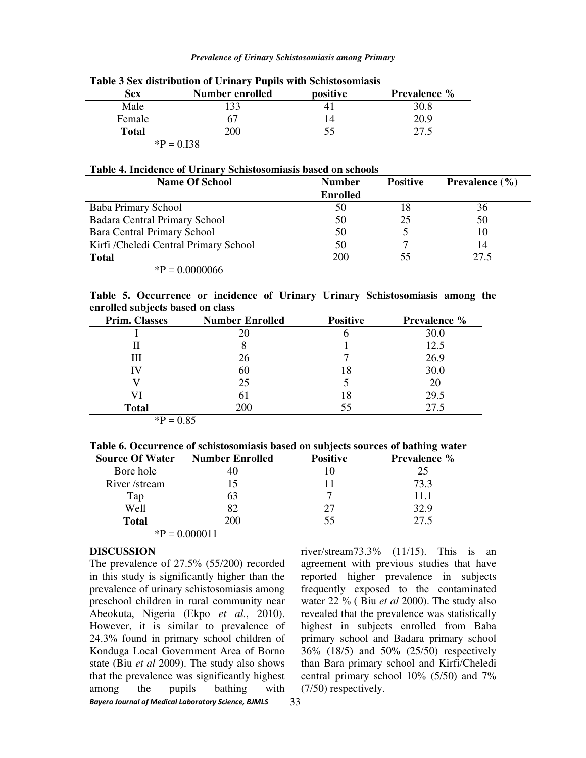**Table 3 Sex distribution of Urinary Pupils with Schistosomiasis**

| Sex | Number enrolled | positive | Prevalence % |
|---|---|---|---|
| Male | 133 | 41 | 30.8 |
| Female | 67 | 14 | 20.9 |
| **Total** | 200 | 55 | 27.5 |

*P = 0.I38

**Table 4. Incidence of Urinary Schistosomiasis based on schools**

| Name Of School | Number Enrolled | Positive | Prevalence (%) |
|---|---|---|---|
| Baba Primary School | 50 | 18 | 36 |
| Badara Central Primary School | 50 | 25 | 50 |
| Bara Central Primary School | 50 | 5 | 10 |
| Kirfi /Cheledi Central Primary School | 50 | 7 | 14 |
| **Total** | 200 | 55 | 27.5 |

*P = 0.0000066

**Table 5. Occurrence or incidence of Urinary Urinary Schistosomiasis among the enrolled subjects based on class**

| Prim. Classes | Number Enrolled | Positive | Prevalence % |
|---|---|---|---|
| I | 20 | 6 | 30.0 |
| II | 8 | 1 | 12.5 |
| III | 26 | 7 | 26.9 |
| IV | 60 | 18 | 30.0 |
| V | 25 | 5 | 20 |
| VI | 61 | 18 | 29.5 |
| **Total** | 200 | 55 | 27.5 |

*P = 0.85

**Table 6. Occurrence of schistosomiasis based on subjects sources of bathing water**

| Source Of Water | Number Enrolled | Positive | Prevalence % |
|---|---|---|---|
| Bore hole | 40 | 10 | 25 |
| River /stream | 15 | 11 | 73.3 |
| Tap | 63 | 7 | 11.1 |
| Well | 82 | 27 | 32.9 |
| **Total** | 200 | 55 | 27.5 |

*P = 0.000011

## DISCUSSION

The prevalence of 27.5% (55/200) recorded in this study is significantly higher than the prevalence of urinary schistosomiasis among preschool children in rural community near Abeokuta, Nigeria (Ekpo *et al*., 2010). However, it is similar to prevalence of 24.3% found in primary school children of Konduga Local Government Area of Borno state (Biu *et al* 2009). The study also shows that the prevalence was significantly highest among the pupils bathing with river/stream73.3% (11/15). This is an agreement with previous studies that have reported higher prevalence in subjects frequently exposed to the contaminated water 22 % ( Biu *et al* 2000). The study also revealed that the prevalence was statistically highest in subjects enrolled from Baba primary school and Badara primary school 36% (18/5) and 50% (25/50) respectively than Bara primary school and Kirfi/Cheledi central primary school 10% (5/50) and 7% (7/50) respectively.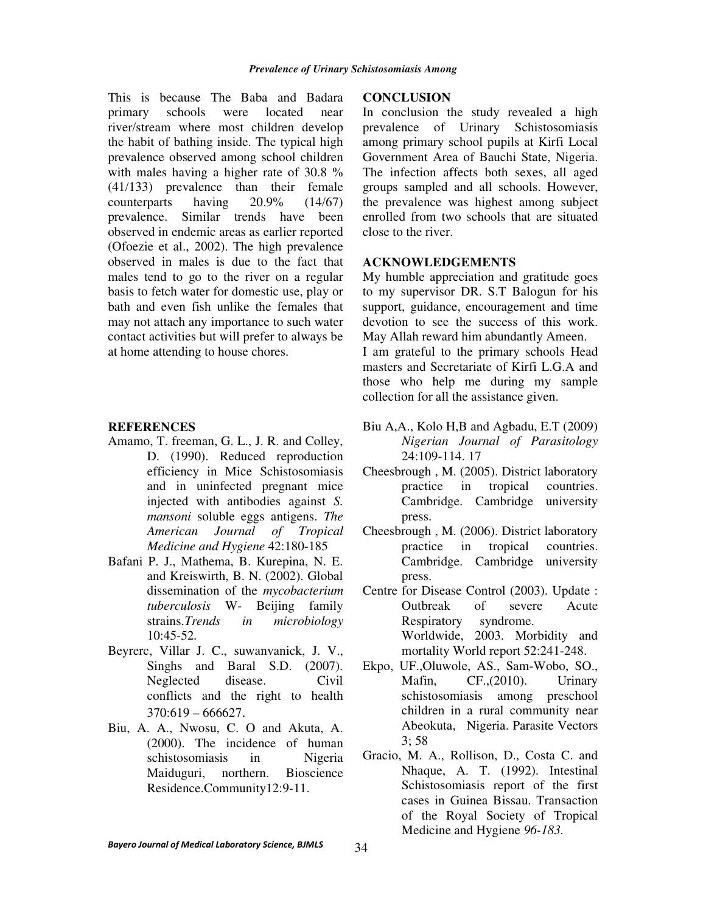This is because The Baba and Badara primary schools were located near river/stream where most children develop the habit of bathing inside. The typical high prevalence observed among school children with males having a higher rate of 30.8 % (41/133) prevalence than their female counterparts having 20.9% (14/67) prevalence. Similar trends have been observed in endemic areas as earlier reported (Ofoezie et al., 2002). The high prevalence observed in males is due to the fact that males tend to go to the river on a regular basis to fetch water for domestic use, play or bath and even fish unlike the females that may not attach any importance to such water contact activities but will prefer to always be at home attending to house chores.

## CONCLUSION

In conclusion the study revealed a high prevalence of Urinary Schistosomiasis among primary school pupils at Kirfi Local Government Area of Bauchi State, Nigeria. The infection affects both sexes, all aged groups sampled and all schools. However, the prevalence was highest among subject enrolled from two schools that are situated close to the river.

## ACKNOWLEDGEMENTS

My humble appreciation and gratitude goes to my supervisor DR. S.T Balogun for his support, guidance, encouragement and time devotion to see the success of this work. May Allah reward him abundantly Ameen.

I am grateful to the primary schools Head masters and Secretariate of Kirfi L.G.A and those who help me during my sample collection for all the assistance given.

## REFERENCES

Amamo, T. freeman, G. L., J. R. and Colley, D. (1990). Reduced reproduction efficiency in Mice Schistosomiasis and in uninfected pregnant mice injected with antibodies against *S. mansoni* soluble eggs antigens. *The American Journal of Tropical Medicine and Hygiene* 42:180-185

Bafani P. J., Mathema, B. Kurepina, N. E. and Kreiswirth, B. N. (2002). Global dissemination of the *mycobacterium tuberculosis* W- Beijing family strains.*Trends in microbiology* 10:45-52.

Beyrerc, Villar J. C., suwanvanick, J. V., Singhs and Baral S.D. (2007). Neglected disease. Civil conflicts and the right to health 370:619 – 666627.

Biu, A. A., Nwosu, C. O and Akuta, A. (2000). The incidence of human schistosomiasis in Nigeria Maiduguri, northern. Bioscience Residence.Community12:9-11.

Biu A,A., Kolo H,B and Agbadu, E.T (2009) *Nigerian Journal of Parasitology* 24:109-114. 17

Cheesbrough , M. (2005). District laboratory practice in tropical countries. Cambridge. Cambridge university press.

Cheesbrough , M. (2006). District laboratory practice in tropical countries. Cambridge. Cambridge university press.

Centre for Disease Control (2003). Update : Outbreak of severe Acute Respiratory syndrome. Worldwide, 2003. Morbidity and mortality World report 52:241-248.

Ekpo, UF.,Oluwole, AS., Sam-Wobo, SO., Mafin, CF.,(2010). Urinary schistosomiasis among preschool children in a rural community near Abeokuta, Nigeria. Parasite Vectors 3; 58

Gracio, M. A., Rollison, D., Costa C. and Nhaque, A. T. (1992). Intestinal Schistosomiasis report of the first cases in Guinea Bissau. Transaction of the Royal Society of Tropical Medicine and Hygiene *96-183.*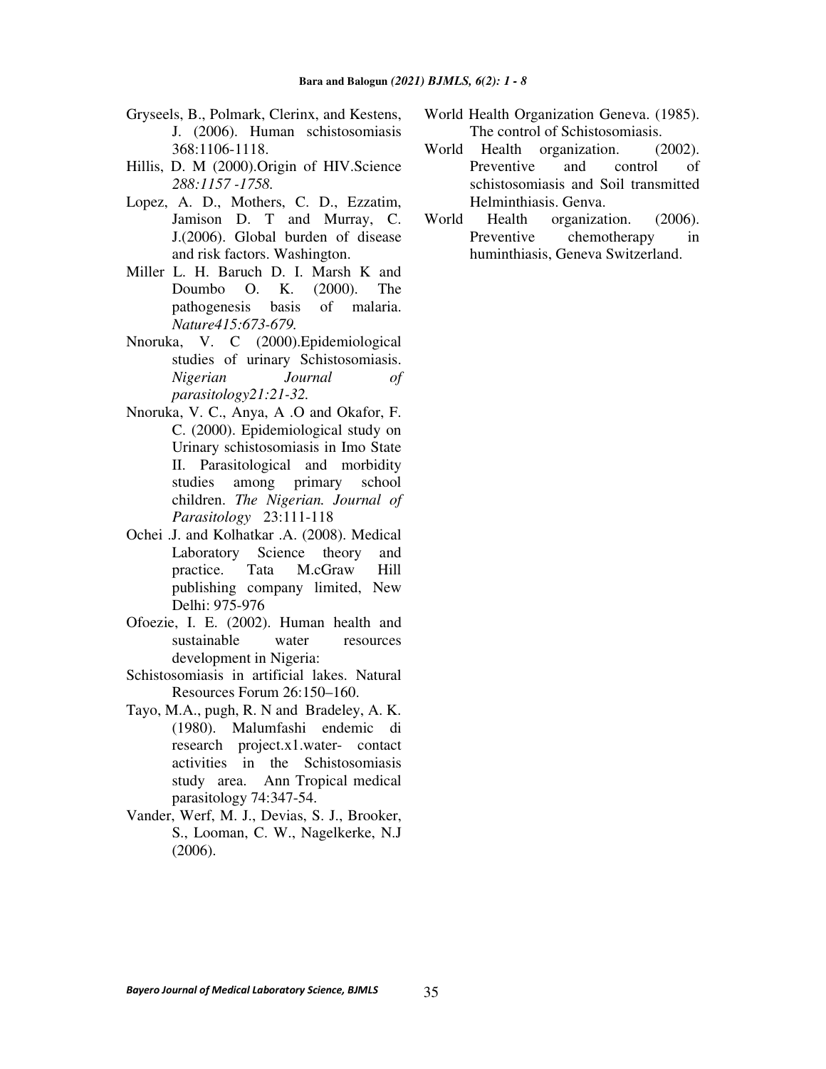Gryseels, B., Polmark, Clerinx, and Kestens, J. (2006). Human schistosomiasis 368:1106-1118.

Hillis, D. M (2000).Origin of HIV.Science *288:1157 -1758.*

Lopez, A. D., Mothers, C. D., Ezzatim, Jamison D. T and Murray, C. J.(2006). Global burden of disease and risk factors. Washington.

Miller L. H. Baruch D. I. Marsh K and Doumbo O. K. (2000). The pathogenesis basis of malaria. *Nature415:673-679.*

Nnoruka, V. C (2000).Epidemiological studies of urinary Schistosomiasis. *Nigerian Journal of parasitology21:21-32.*

Nnoruka, V. C., Anya, A .O and Okafor, F. C. (2000). Epidemiological study on Urinary schistosomiasis in Imo State II. Parasitological and morbidity studies among primary school children. *The Nigerian. Journal of Parasitology* 23:111-118

Ochei .J. and Kolhatkar .A. (2008). Medical Laboratory Science theory and practice. Tata M.cGraw Hill publishing company limited, New Delhi: 975-976

Ofoezie, I. E. (2002). Human health and sustainable water resources development in Nigeria:

Schistosomiasis in artificial lakes. Natural Resources Forum 26:150–160.

Tayo, M.A., pugh, R. N and Bradeley, A. K. (1980). Malumfashi endemic di research project.x1.water- contact activities in the Schistosomiasis study area. Ann Tropical medical parasitology 74:347-54.

Vander, Werf, M. J., Devias, S. J., Brooker, S., Looman, C. W., Nagelkerke, N.J (2006).

World Health Organization Geneva. (1985). The control of Schistosomiasis.

World Health organization. (2002). Preventive and control of schistosomiasis and Soil transmitted Helminthiasis. Genva.

World Health organization. (2006). Preventive chemotherapy in huminthiasis, Geneva Switzerland.